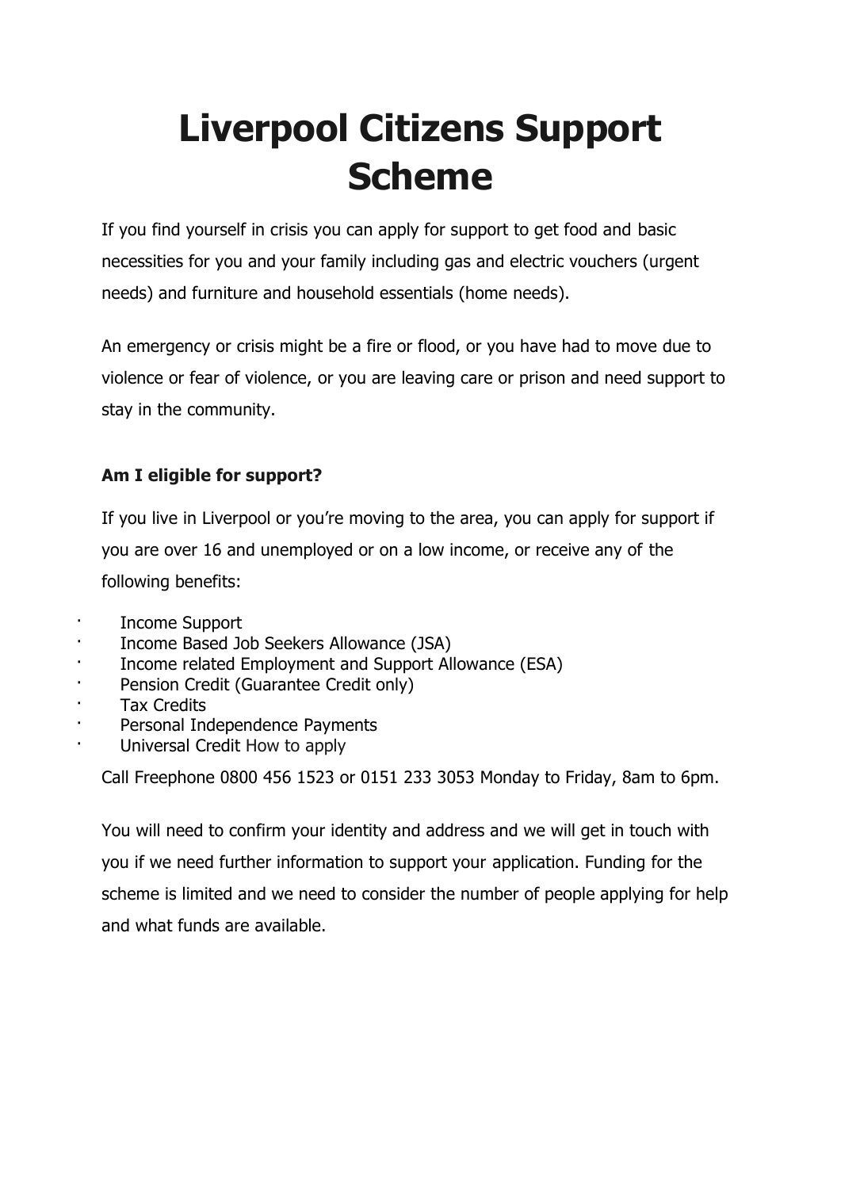# Liverpool Citizens Support Scheme

If you find yourself in crisis you can apply for support to get food and basic necessities for you and your family including gas and electric vouchers (urgent needs) and furniture and household essentials (home needs).

An emergency or crisis might be a fire or flood, or you have had to move due to violence or fear of violence, or you are leaving care or prison and need support to stay in the community.

**Am I eligible for support?**

If you live in Liverpool or you're moving to the area, you can apply for support if you are over 16 and unemployed or on a low income, or receive any of the following benefits:

- Income Support
- Income Based Job Seekers Allowance (JSA)
- Income related Employment and Support Allowance (ESA)
- Pension Credit (Guarantee Credit only)
- Tax Credits
- Personal Independence Payments
- Universal Credit How to apply

Call Freephone 0800 456 1523 or 0151 233 3053 Monday to Friday, 8am to 6pm.

You will need to confirm your identity and address and we will get in touch with you if we need further information to support your application. Funding for the scheme is limited and we need to consider the number of people applying for help and what funds are available.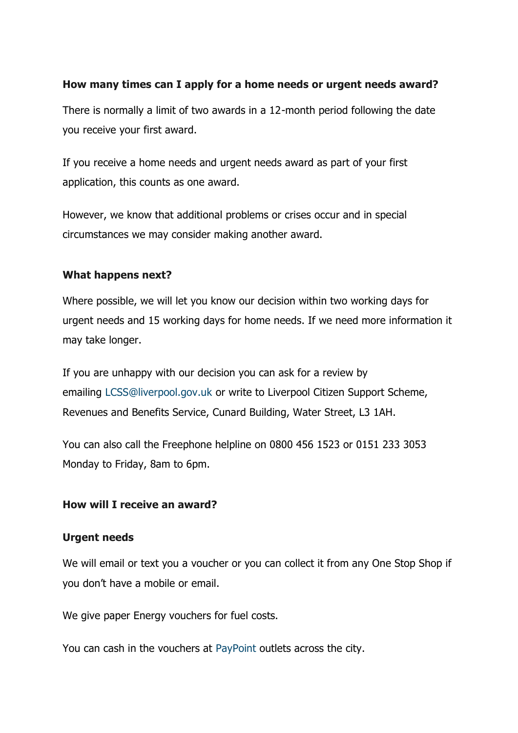**How many times can I apply for a home needs or urgent needs award?**

There is normally a limit of two awards in a 12-month period following the date you receive your first award.

If you receive a home needs and urgent needs award as part of your first application, this counts as one award.

However, we know that additional problems or crises occur and in special circumstances we may consider making another award.

**What happens next?**

Where possible, we will let you know our decision within two working days for urgent needs and 15 working days for home needs. If we need more information it may take longer.

If you are unhappy with our decision you can ask for a review by emailing LCSS@liverpool.gov.uk or write to Liverpool Citizen Support Scheme, Revenues and Benefits Service, Cunard Building, Water Street, L3 1AH.

You can also call the Freephone helpline on 0800 456 1523 or 0151 233 3053 Monday to Friday, 8am to 6pm.

**How will I receive an award?**

**Urgent needs**

We will email or text you a voucher or you can collect it from any One Stop Shop if you don't have a mobile or email.

We give paper Energy vouchers for fuel costs.

You can cash in the vouchers at PayPoint outlets across the city.